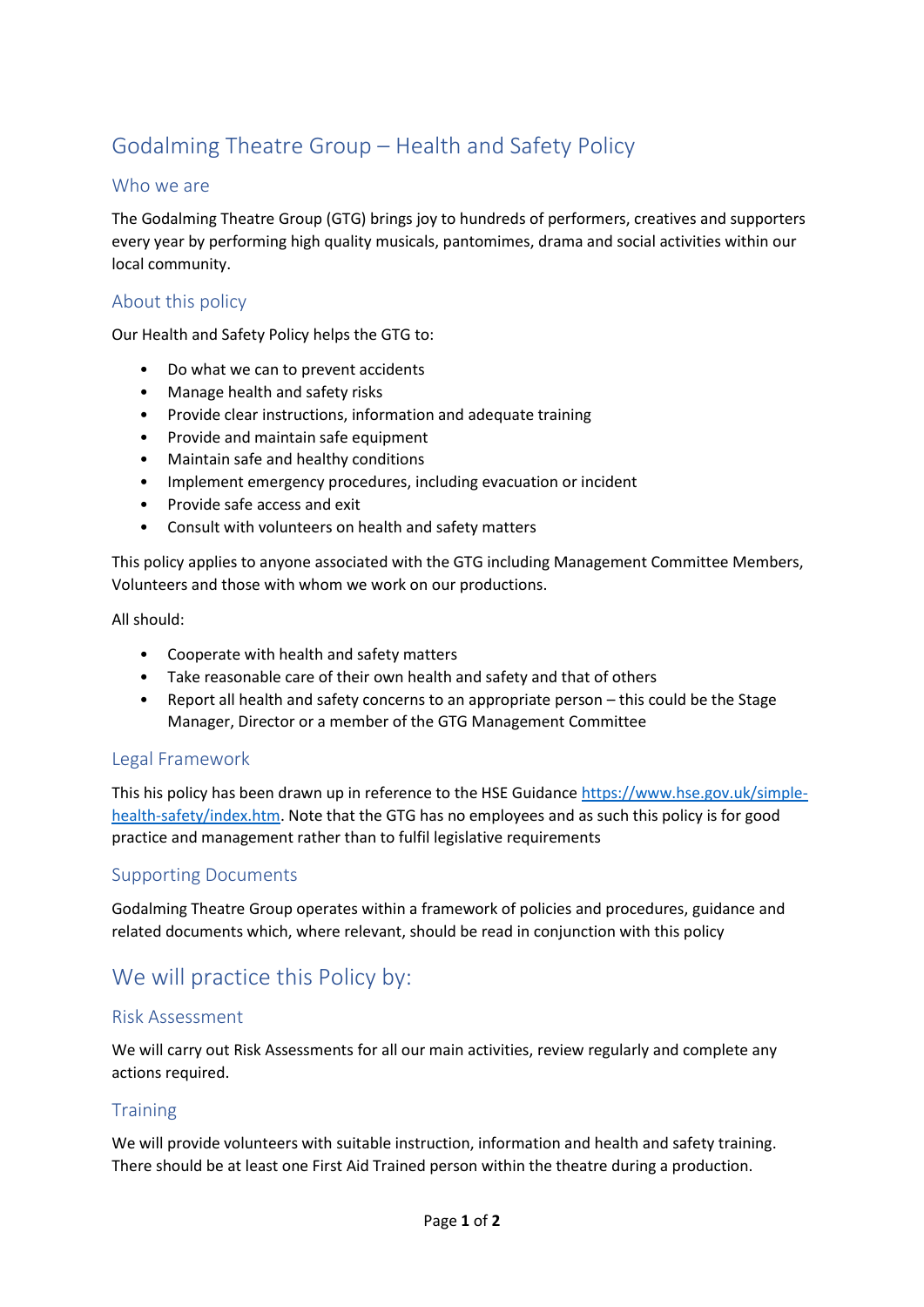# Godalming Theatre Group – Health and Safety Policy

## Who we are

The Godalming Theatre Group (GTG) brings joy to hundreds of performers, creatives and supporters every year by performing high quality musicals, pantomimes, drama and social activities within our local community.

## About this policy

Our Health and Safety Policy helps the GTG to:

- Do what we can to prevent accidents
- Manage health and safety risks
- Provide clear instructions, information and adequate training
- Provide and maintain safe equipment
- Maintain safe and healthy conditions
- Implement emergency procedures, including evacuation or incident
- Provide safe access and exit
- Consult with volunteers on health and safety matters

This policy applies to anyone associated with the GTG including Management Committee Members, Volunteers and those with whom we work on our productions.

All should:

- Cooperate with health and safety matters
- Take reasonable care of their own health and safety and that of others
- Report all health and safety concerns to an appropriate person – this could be the Stage Manager, Director or a member of the GTG Management Committee

## Legal Framework

This his policy has been drawn up in reference to the HSE Guidance [https://www.hse.gov.uk/simple-health-safety/index.htm](https://www.hse.gov.uk/simple-health-safety/index.htm). Note that the GTG has no employees and as such this policy is for good practice and management rather than to fulfil legislative requirements

## Supporting Documents

Godalming Theatre Group operates within a framework of policies and procedures, guidance and related documents which, where relevant, should be read in conjunction with this policy

# We will practice this Policy by:

## Risk Assessment

We will carry out Risk Assessments for all our main activities, review regularly and complete any actions required.

## Training

We will provide volunteers with suitable instruction, information and health and safety training. There should be at least one First Aid Trained person within the theatre during a production.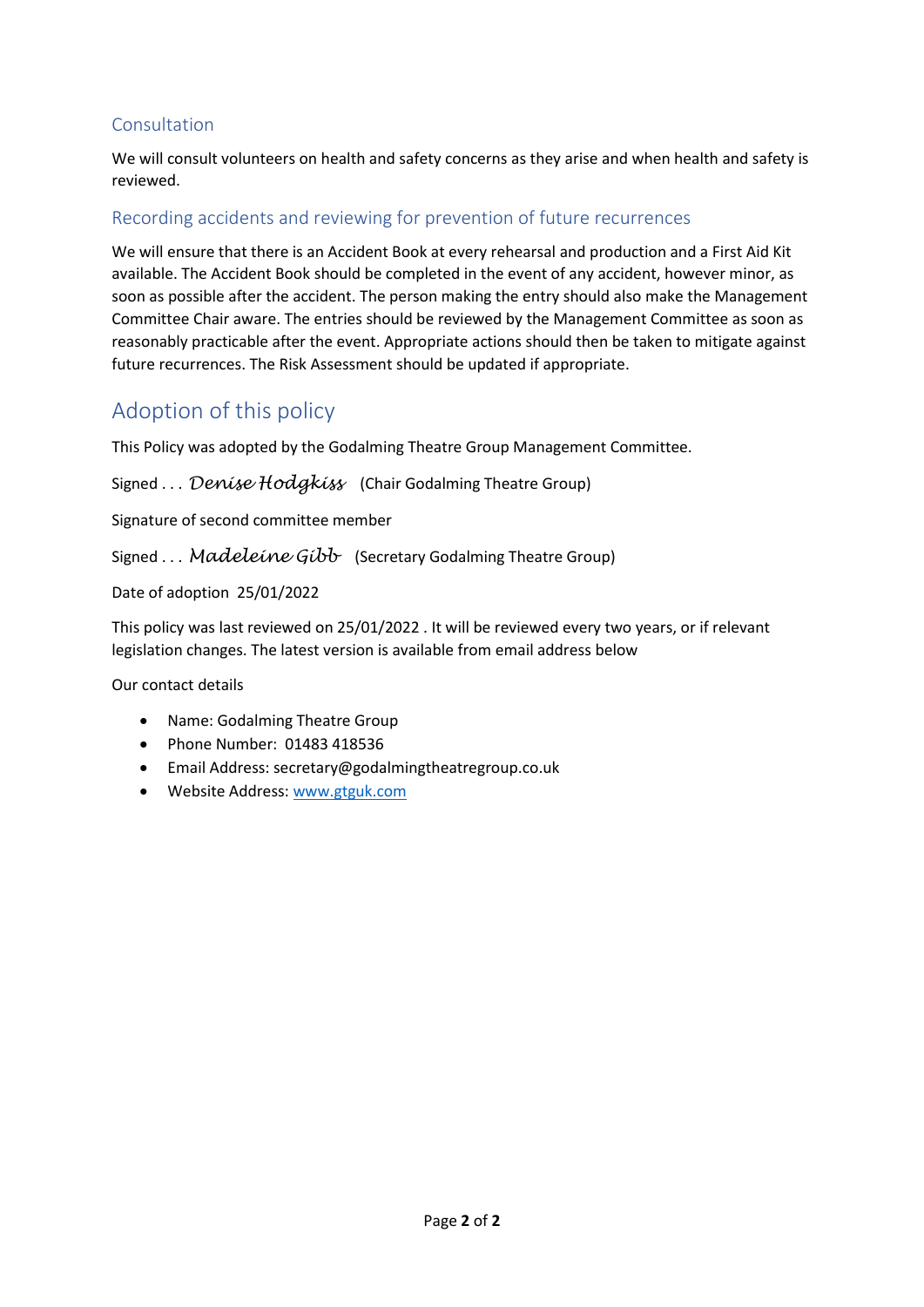### Consultation

We will consult volunteers on health and safety concerns as they arise and when health and safety is reviewed.

### Recording accidents and reviewing for prevention of future recurrences

We will ensure that there is an Accident Book at every rehearsal and production and a First Aid Kit available. The Accident Book should be completed in the event of any accident, however minor, as soon as possible after the accident. The person making the entry should also make the Management Committee Chair aware. The entries should be reviewed by the Management Committee as soon as reasonably practicable after the event. Appropriate actions should then be taken to mitigate against future recurrences. The Risk Assessment should be updated if appropriate.

## Adoption of this policy

This Policy was adopted by the Godalming Theatre Group Management Committee.

Signed . . . *Denise Hodgkiss* (Chair Godalming Theatre Group)

Signature of second committee member

Signed . . . *Madeleine Gibb* (Secretary Godalming Theatre Group)

Date of adoption 25/01/2022

This policy was last reviewed on 25/01/2022 . It will be reviewed every two years, or if relevant legislation changes. The latest version is available from email address below

Our contact details

- Name: Godalming Theatre Group
- Phone Number: 01483 418536
- Email Address: secretary@godalmingtheatregroup.co.uk
- Website Address: www.gtguk.com